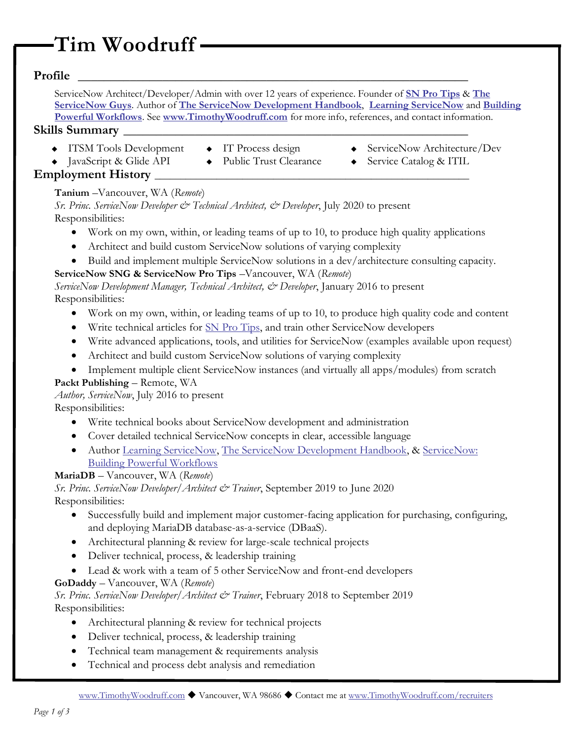# Tim Woodruff

## Profile

ServiceNow Architect/Developer/Admin with over 12 years of experience. Founder of **SN Pro Tips** & **The ServiceNow Guys**. Author of **The ServiceNow Development Handbook**, **Learning ServiceNow** and **Building Powerful Workflows**. See **www.TimothyWoodruff.com** for more info, references, and contact information.

## Skills Summary

- ITSM Tools Development
- JavaScript & Glide API
- IT Process design
- Public Trust Clearance
- ServiceNow Architecture/Dev
- Service Catalog & ITIL

## Employment History

**Tanium** –Vancouver, WA (*Remote*)
*Sr. Princ. ServiceNow Developer & Technical Architect, & Developer*, July 2020 to present
Responsibilities:

- Work on my own, within, or leading teams of up to 10, to produce high quality applications
- Architect and build custom ServiceNow solutions of varying complexity
- Build and implement multiple ServiceNow solutions in a dev/architecture consulting capacity.

**ServiceNow SNG & ServiceNow Pro Tips** –Vancouver, WA (*Remote*)
*ServiceNow Development Manager, Technical Architect, & Developer*, January 2016 to present
Responsibilities:

- Work on my own, within, or leading teams of up to 10, to produce high quality code and content
- Write technical articles for SN Pro Tips, and train other ServiceNow developers
- Write advanced applications, tools, and utilities for ServiceNow (examples available upon request)
- Architect and build custom ServiceNow solutions of varying complexity
- Implement multiple client ServiceNow instances (and virtually all apps/modules) from scratch

**Packt Publishing** – Remote, WA
*Author, ServiceNow*, July 2016 to present
Responsibilities:

- Write technical books about ServiceNow development and administration
- Cover detailed technical ServiceNow concepts in clear, accessible language
- Author Learning ServiceNow, The ServiceNow Development Handbook, & ServiceNow: Building Powerful Workflows

**MariaDB** – Vancouver, WA (*Remote*)
*Sr. Princ. ServiceNow Developer/Architect & Trainer*, September 2019 to June 2020
Responsibilities:

- Successfully build and implement major customer-facing application for purchasing, configuring, and deploying MariaDB database-as-a-service (DBaaS).
- Architectural planning & review for large-scale technical projects
- Deliver technical, process, & leadership training
- Lead & work with a team of 5 other ServiceNow and front-end developers

**GoDaddy** – Vancouver, WA (*Remote*)
*Sr. Princ. ServiceNow Developer/Architect & Trainer*, February 2018 to September 2019
Responsibilities:

- Architectural planning & review for technical projects
- Deliver technical, process, & leadership training
- Technical team management & requirements analysis
- Technical and process debt analysis and remediation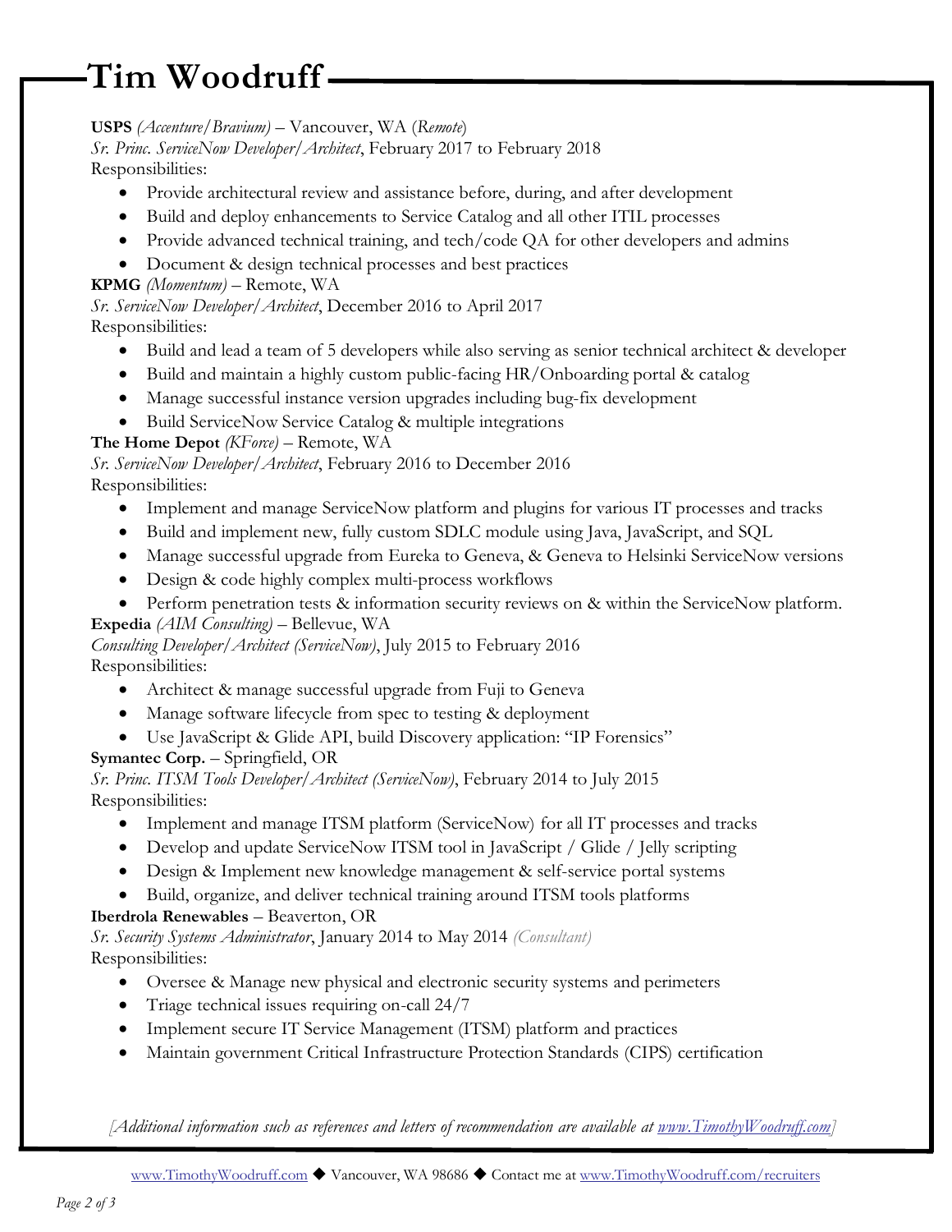# Tim Woodruff

**USPS** *(Accenture/Bravium)* – Vancouver, WA (*Remote*)
*Sr. Princ. ServiceNow Developer/Architect*, February 2017 to February 2018
Responsibilities:

- Provide architectural review and assistance before, during, and after development
- Build and deploy enhancements to Service Catalog and all other ITIL processes
- Provide advanced technical training, and tech/code QA for other developers and admins
- Document & design technical processes and best practices

**KPMG** *(Momentum)* – Remote, WA
*Sr. ServiceNow Developer/Architect*, December 2016 to April 2017
Responsibilities:

- Build and lead a team of 5 developers while also serving as senior technical architect & developer
- Build and maintain a highly custom public-facing HR/Onboarding portal & catalog
- Manage successful instance version upgrades including bug-fix development
- Build ServiceNow Service Catalog & multiple integrations

**The Home Depot** *(KForce)* – Remote, WA
*Sr. ServiceNow Developer/Architect*, February 2016 to December 2016
Responsibilities:

- Implement and manage ServiceNow platform and plugins for various IT processes and tracks
- Build and implement new, fully custom SDLC module using Java, JavaScript, and SQL
- Manage successful upgrade from Eureka to Geneva, & Geneva to Helsinki ServiceNow versions
- Design & code highly complex multi-process workflows
- Perform penetration tests & information security reviews on & within the ServiceNow platform.

**Expedia** *(AIM Consulting)* – Bellevue, WA
*Consulting Developer/Architect (ServiceNow)*, July 2015 to February 2016
Responsibilities:

- Architect & manage successful upgrade from Fuji to Geneva
- Manage software lifecycle from spec to testing & deployment
- Use JavaScript & Glide API, build Discovery application: "IP Forensics"

**Symantec Corp.** – Springfield, OR
*Sr. Princ. ITSM Tools Developer/Architect (ServiceNow)*, February 2014 to July 2015
Responsibilities:

- Implement and manage ITSM platform (ServiceNow) for all IT processes and tracks
- Develop and update ServiceNow ITSM tool in JavaScript / Glide / Jelly scripting
- Design & Implement new knowledge management & self-service portal systems
- Build, organize, and deliver technical training around ITSM tools platforms

**Iberdrola Renewables** – Beaverton, OR
*Sr. Security Systems Administrator*, January 2014 to May 2014 *(Consultant)*
Responsibilities:

- Oversee & Manage new physical and electronic security systems and perimeters
- Triage technical issues requiring on-call 24/7
- Implement secure IT Service Management (ITSM) platform and practices
- Maintain government Critical Infrastructure Protection Standards (CIPS) certification

*[Additional information such as references and letters of recommendation are available at [www.TimothyWoodruff.com](http://www.TimothyWoodruff.com)]*

[www.TimothyWoodruff.com](http://www.TimothyWoodruff.com) ◆ Vancouver, WA 98686 ◆ Contact me at [www.TimothyWoodruff.com/recruiters](http://www.TimothyWoodruff.com/recruiters)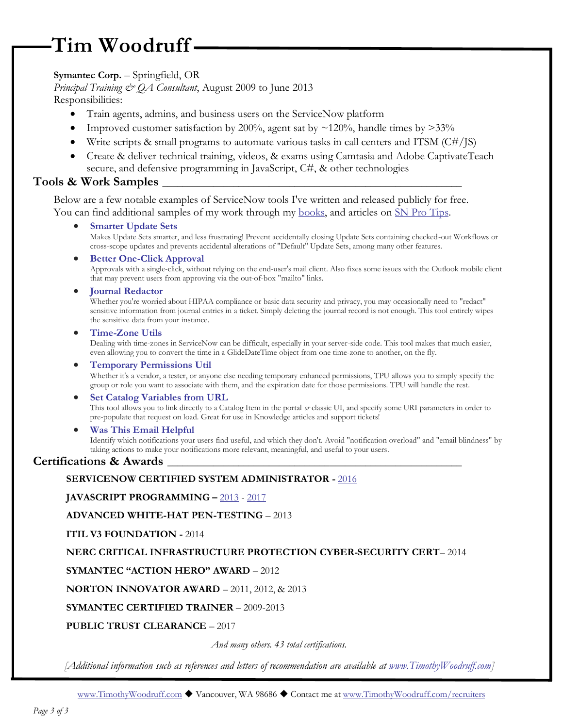# Tim Woodruff

**Symantec Corp.** – Springfield, OR
*Principal Training & QA Consultant*, August 2009 to June 2013
Responsibilities:

- Train agents, admins, and business users on the ServiceNow platform
- Improved customer satisfaction by 200%, agent sat by ~120%, handle times by >33%
- Write scripts & small programs to automate various tasks in call centers and ITSM (C#/JS)
- Create & deliver technical training, videos, & exams using Camtasia and Adobe CaptivateTeach secure, and defensive programming in JavaScript, C#, & other technologies

## Tools & Work Samples

Below are a few notable examples of ServiceNow tools I've written and released publicly for free. You can find additional samples of my work through my books, and articles on SN Pro Tips.

- **Smarter Update Sets**
  Makes Update Sets smarter, and less frustrating! Prevent accidentally closing Update Sets containing checked-out Workflows or cross-scope updates and prevents accidental alterations of "Default" Update Sets, among many other features.
- **Better One-Click Approval**
  Approvals with a single-click, without relying on the end-user's mail client. Also fixes some issues with the Outlook mobile client that may prevent users from approving via the out-of-box "mailto" links.
- **Journal Redactor**
  Whether you're worried about HIPAA compliance or basic data security and privacy, you may occasionally need to "redact" sensitive information from journal entries in a ticket. Simply deleting the journal record is not enough. This tool entirely wipes the sensitive data from your instance.
- **Time-Zone Utils**
  Dealing with time-zones in ServiceNow can be difficult, especially in your server-side code. This tool makes that much easier, even allowing you to convert the time in a GlideDateTime object from one time-zone to another, on the fly.
- **Temporary Permissions Util**
  Whether it's a vendor, a tester, or anyone else needing temporary enhanced permissions, TPU allows you to simply specify the group or role you want to associate with them, and the expiration date for those permissions. TPU will handle the rest.
- **Set Catalog Variables from URL**
  This tool allows you to link directly to a Catalog Item in the portal *or* classic UI, and specify some URI parameters in order to pre-populate that request on load. Great for use in Knowledge articles and support tickets!
- **Was This Email Helpful**
  Identify which notifications your users find useful, and which they don't. Avoid "notification overload" and "email blindness" by taking actions to make your notifications more relevant, meaningful, and useful to your users.

## Certifications & Awards

**SERVICENOW CERTIFIED SYSTEM ADMINISTRATOR -** 2016

**JAVASCRIPT PROGRAMMING –** 2013 - 2017

**ADVANCED WHITE-HAT PEN-TESTING** – 2013

**ITIL V3 FOUNDATION -** 2014

**NERC CRITICAL INFRASTRUCTURE PROTECTION CYBER-SECURITY CERT**– 2014

**SYMANTEC "ACTION HERO" AWARD** – 2012

**NORTON INNOVATOR AWARD** – 2011, 2012, & 2013

**SYMANTEC CERTIFIED TRAINER** – 2009-2013

**PUBLIC TRUST CLEARANCE** – 2017

*And many others. 43 total certifications.*

*[Additional information such as references and letters of recommendation are available at www.TimothyWoodruff.com]*

www.TimothyWoodruff.com ◆ Vancouver, WA 98686 ◆ Contact me at www.TimothyWoodruff.com/recruiters